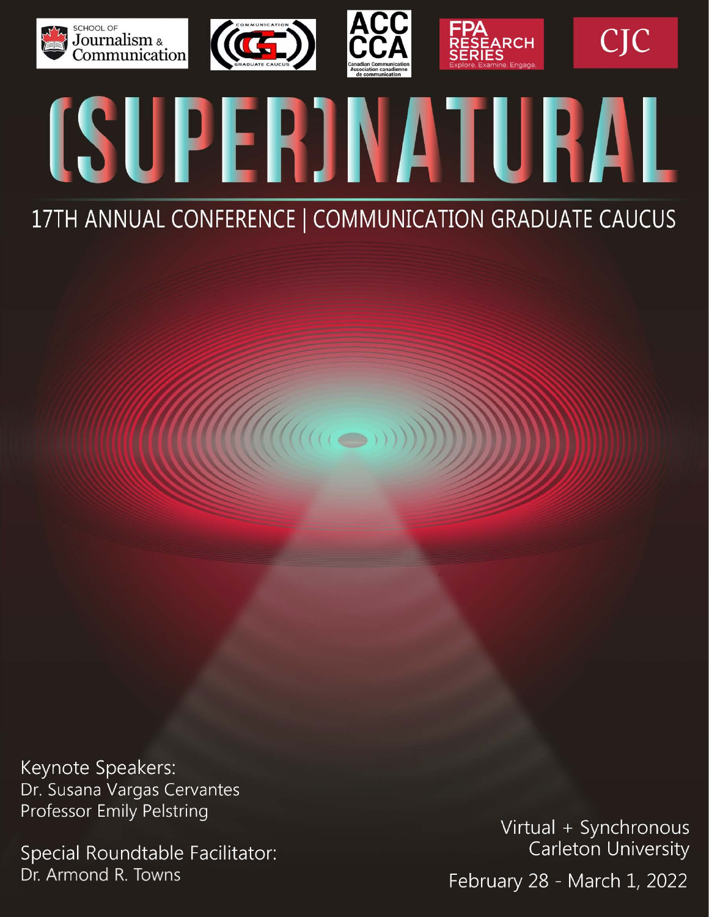# (SUPER)NATURAL

## 17TH ANNUAL CONFERENCE | COMMUNICATION GRADUATE CAUCUS

Keynote Speakers:
Dr. Susana Vargas Cervantes
Professor Emily Pelstring

Special Roundtable Facilitator:
Dr. Armond R. Towns

Virtual + Synchronous
Carleton University

February 28 - March 1, 2022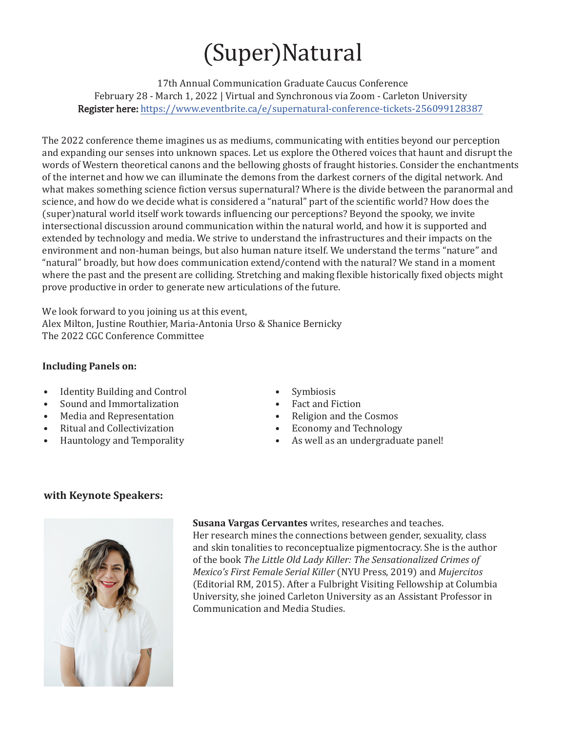# (Super)Natural

17th Annual Communication Graduate Caucus Conference
February 28 - March 1, 2022 | Virtual and Synchronous via Zoom - Carleton University
**Register here:** https://www.eventbrite.ca/e/supernatural-conference-tickets-256099128387

The 2022 conference theme imagines us as mediums, communicating with entities beyond our perception and expanding our senses into unknown spaces. Let us explore the Othered voices that haunt and disrupt the words of Western theoretical canons and the bellowing ghosts of fraught histories. Consider the enchantments of the internet and how we can illuminate the demons from the darkest corners of the digital network. And what makes something science fiction versus supernatural? Where is the divide between the paranormal and science, and how do we decide what is considered a "natural" part of the scientific world? How does the (super)natural world itself work towards influencing our perceptions? Beyond the spooky, we invite intersectional discussion around communication within the natural world, and how it is supported and extended by technology and media. We strive to understand the infrastructures and their impacts on the environment and non-human beings, but also human nature itself. We understand the terms "nature" and "natural" broadly, but how does communication extend/contend with the natural? We stand in a moment where the past and the present are colliding. Stretching and making flexible historically fixed objects might prove productive in order to generate new articulations of the future.

We look forward to you joining us at this event,
Alex Milton, Justine Routhier, Maria-Antonia Urso & Shanice Bernicky
The 2022 CGC Conference Committee

**Including Panels on:**

- Identity Building and Control
- Sound and Immortalization
- Media and Representation
- Ritual and Collectivization
- Hauntology and Temporality
- Symbiosis
- Fact and Fiction
- Religion and the Cosmos
- Economy and Technology
- As well as an undergraduate panel!

**with Keynote Speakers:**

**Susana Vargas Cervantes** writes, researches and teaches. Her research mines the connections between gender, sexuality, class and skin tonalities to reconceptualize pigmentocracy. She is the author of the book *The Little Old Lady Killer: The Sensationalized Crimes of Mexico's First Female Serial Killer* (NYU Press, 2019) and *Mujercitos* (Editorial RM, 2015). After a Fulbright Visiting Fellowship at Columbia University, she joined Carleton University as an Assistant Professor in Communication and Media Studies.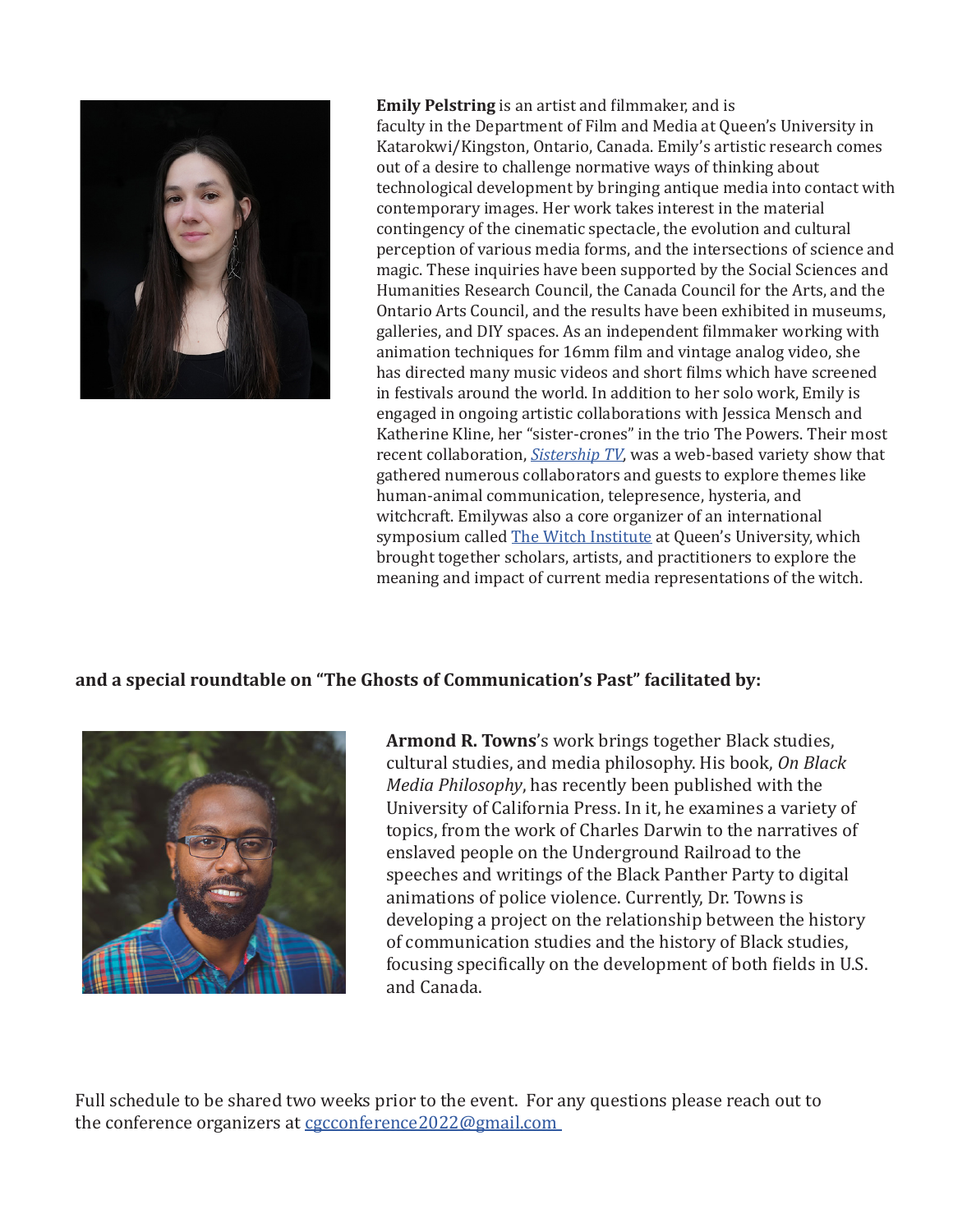**Emily Pelstring** is an artist and filmmaker, and is faculty in the Department of Film and Media at Queen's University in Katarokwi/Kingston, Ontario, Canada. Emily's artistic research comes out of a desire to challenge normative ways of thinking about technological development by bringing antique media into contact with contemporary images. Her work takes interest in the material contingency of the cinematic spectacle, the evolution and cultural perception of various media forms, and the intersections of science and magic. These inquiries have been supported by the Social Sciences and Humanities Research Council, the Canada Council for the Arts, and the Ontario Arts Council, and the results have been exhibited in museums, galleries, and DIY spaces. As an independent filmmaker working with animation techniques for 16mm film and vintage analog video, she has directed many music videos and short films which have screened in festivals around the world. In addition to her solo work, Emily is engaged in ongoing artistic collaborations with Jessica Mensch and Katherine Kline, her "sister-crones" in the trio The Powers. Their most recent collaboration, *Sistership TV*, was a web-based variety show that gathered numerous collaborators and guests to explore themes like human-animal communication, telepresence, hysteria, and witchcraft. Emilywas also a core organizer of an international symposium called The Witch Institute at Queen's University, which brought together scholars, artists, and practitioners to explore the meaning and impact of current media representations of the witch.

**and a special roundtable on "The Ghosts of Communication's Past" facilitated by:**

**Armond R. Towns**'s work brings together Black studies, cultural studies, and media philosophy. His book, *On Black Media Philosophy*, has recently been published with the University of California Press. In it, he examines a variety of topics, from the work of Charles Darwin to the narratives of enslaved people on the Underground Railroad to the speeches and writings of the Black Panther Party to digital animations of police violence. Currently, Dr. Towns is developing a project on the relationship between the history of communication studies and the history of Black studies, focusing specifically on the development of both fields in U.S. and Canada.

Full schedule to be shared two weeks prior to the event. For any questions please reach out to the conference organizers at cgcconference2022@gmail.com